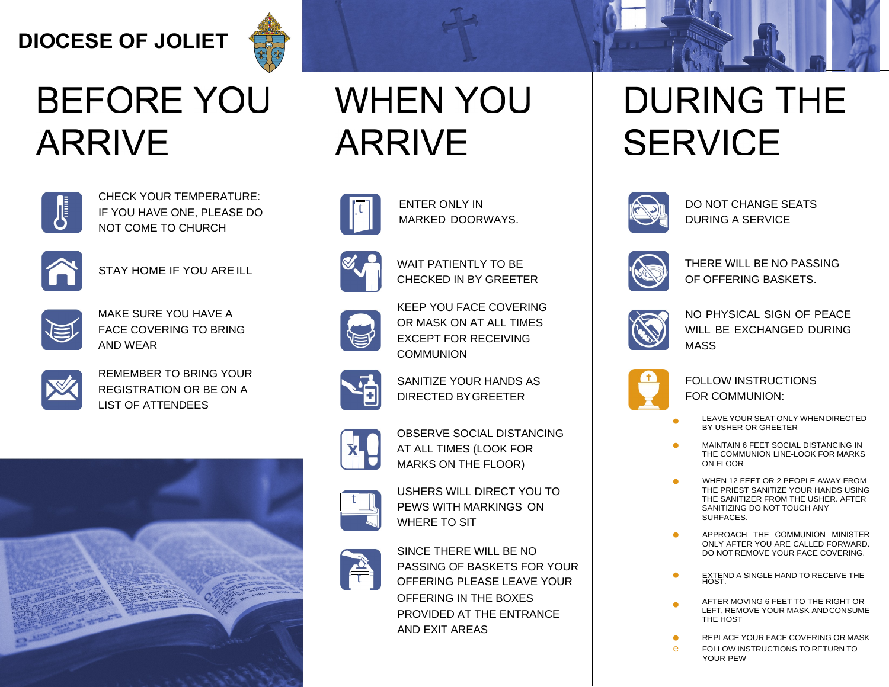**DIOCESE OF JOLIET**

# BEFORE YOU ARRIVE

CHECK YOUR TEMPERATURE: IF YOU HAVE ONE, PLEASE DO NOT COME TO CHURCH

STAY HOME IF YOU ARE ILL

MAKE SURE YOU HAVE A FACE COVERING TO BRING AND WEAR

REMEMBER TO BRING YOUR REGISTRATION OR BE ON A LIST OF ATTENDEES

# WHEN YOU ARRIVE

ENTER ONLY IN MARKED DOORWAYS.

WAIT PATIENTLY TO BE CHECKED IN BY GREETER

KEEP YOU FACE COVERING OR MASK ON AT ALL TIMES EXCEPT FOR RECEIVING COMMUNION

SANITIZE YOUR HANDS AS DIRECTED BY GREETER

OBSERVE SOCIAL DISTANCING AT ALL TIMES (LOOK FOR MARKS ON THE FLOOR)

USHERS WILL DIRECT YOU TO PEWS WITH MARKINGS ON WHERE TO SIT

SINCE THERE WILL BE NO PASSING OF BASKETS FOR YOUR OFFERING PLEASE LEAVE YOUR OFFERING IN THE BOXES PROVIDED AT THE ENTRANCE AND EXIT AREAS

# DURING THE SERVICE

DO NOT CHANGE SEATS DURING A SERVICE

THERE WILL BE NO PASSING OF OFFERING BASKETS.

NO PHYSICAL SIGN OF PEACE WILL BE EXCHANGED DURING MASS

FOLLOW INSTRUCTIONS FOR COMMUNION:

- LEAVE YOUR SEAT ONLY WHEN DIRECTED BY USHER OR GREETER
- MAINTAIN 6 FEET SOCIAL DISTANCING IN THE COMMUNION LINE-LOOK FOR MARKS ON FLOOR
- WHEN 12 FEET OR 2 PEOPLE AWAY FROM THE PRIEST SANITIZE YOUR HANDS USING THE SANITIZER FROM THE USHER. AFTER SANITIZING DO NOT TOUCH ANY SURFACES.
- APPROACH THE COMMUNION MINISTER ONLY AFTER YOU ARE CALLED FORWARD. DO NOT REMOVE YOUR FACE COVERING.
- EXTEND A SINGLE HAND TO RECEIVE THE HOST.
- AFTER MOVING 6 FEET TO THE RIGHT OR LEFT, REMOVE YOUR MASK AND CONSUME THE HOST
- REPLACE YOUR FACE COVERING OR MASK
- FOLLOW INSTRUCTIONS TO RETURN TO YOUR PEW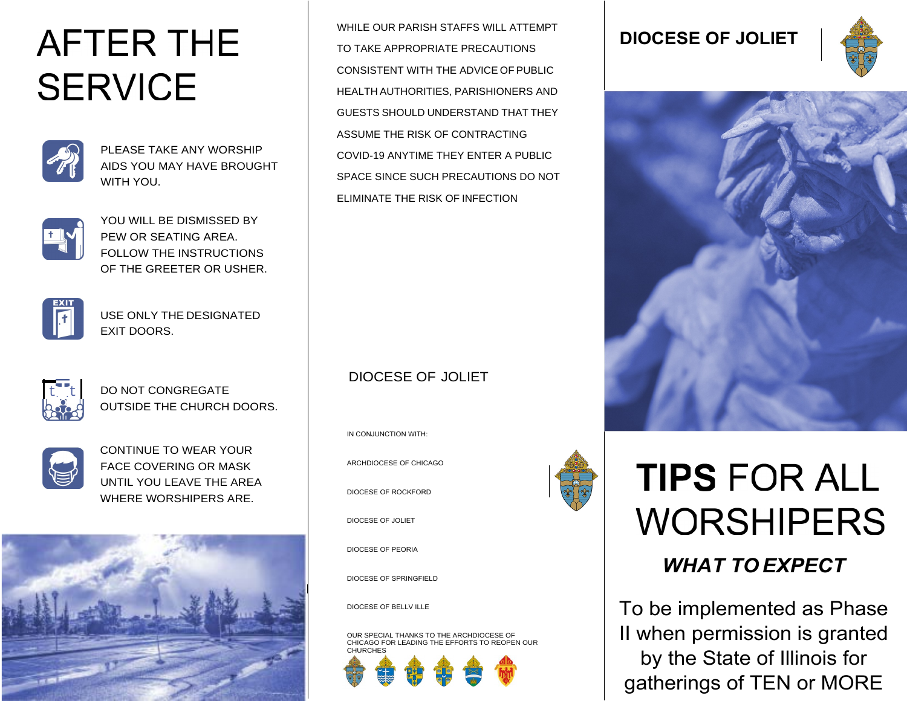# AFTER THE SERVICE

PLEASE TAKE ANY WORSHIP AIDS YOU MAY HAVE BROUGHT WITH YOU.

YOU WILL BE DISMISSED BY PEW OR SEATING AREA. FOLLOW THE INSTRUCTIONS OF THE GREETER OR USHER.

USE ONLY THE DESIGNATED EXIT DOORS.

DO NOT CONGREGATE OUTSIDE THE CHURCH DOORS.

CONTINUE TO WEAR YOUR FACE COVERING OR MASK UNTIL YOU LEAVE THE AREA WHERE WORSHIPERS ARE.

WHILE OUR PARISH STAFFS WILL ATTEMPT TO TAKE APPROPRIATE PRECAUTIONS CONSISTENT WITH THE ADVICE OF PUBLIC HEALTH AUTHORITIES, PARISHIONERS AND GUESTS SHOULD UNDERSTAND THAT THEY ASSUME THE RISK OF CONTRACTING COVID-19 ANYTIME THEY ENTER A PUBLIC SPACE SINCE SUCH PRECAUTIONS DO NOT ELIMINATE THE RISK OF INFECTION

DIOCESE OF JOLIET

IN CONJUNCTION WITH:

ARCHDIOCESE OF CHICAGO

DIOCESE OF ROCKFORD

DIOCESE OF JOLIET

DIOCESE OF PEORIA

DIOCESE OF SPRINGFIELD

DIOCESE OF BELLV ILLE

OUR SPECIAL THANKS TO THE ARCHDIOCESE OF CHICAGO FOR LEADING THE EFFORTS TO REOPEN OUR CHURCHES

**DIOCESE OF JOLIET**

# **TIPS** FOR ALL WORSHIPERS

## ***WHAT TO EXPECT***

To be implemented as Phase II when permission is granted by the State of Illinois for gatherings of TEN or MORE